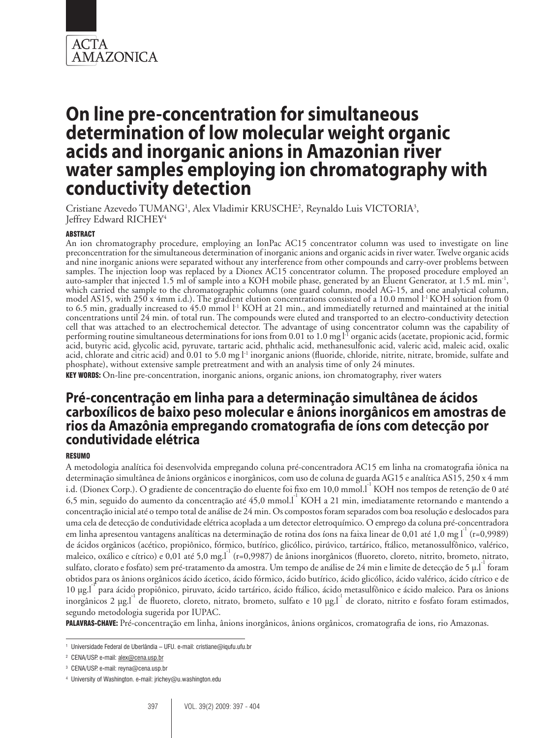ACTA AMAZONICA

# On line pre-concentration for simultaneous determination of low molecular weight organic acids and inorganic anions in Amazonian river water samples employing ion chromatography with conductivity detection

Cristiane Azevedo TUMANG[1], Alex Vladimir KRUSCHE[2], Reynaldo Luis VICTORIA[3], Jeffrey Edward RICHEY[4]

## ABSTRACT

An ion chromatography procedure, employing an IonPac AC15 concentrator column was used to investigate on line preconcentration for the simultaneous determination of inorganic anions and organic acids in river water. Twelve organic acids and nine inorganic anions were separated without any interference from other compounds and carry-over problems between samples. The injection loop was replaced by a Dionex AC15 concentrator column. The proposed procedure employed an auto-sampler that injected 1.5 ml of sample into a KOH mobile phase, generated by an Eluent Generator, at 1.5 mL min$^{-1}$, which carried the sample to the chromatographic columns (one guard column, model AG-15, and one analytical column, model AS15, with 250 x 4mm i.d.). The gradient elution concentrations consisted of a 10.0 mmol l$^{-1}$ KOH solution from 0 to 6.5 min, gradually increased to 45.0 mmol l$^{-1}$ KOH at 21 min., and immediately returned and maintained at the initial concentrations until 24 min. of total run. The compounds were eluted and transported to an electro-conductivity detection cell that was attached to an electrochemical detector. The advantage of using concentrator column was the capability of performing routine simultaneous determinations for ions from 0.01 to 1.0 mg l$^{-1}$ organic acids (acetate, propionic acid, formic acid, butyric acid, glycolic acid, pyruvate, tartaric acid, phthalic acid, methanesulfonic acid, valeric acid, maleic acid, oxalic acid, chlorate and citric acid) and 0.01 to 5.0 mg l$^{-1}$ inorganic anions (fluoride, chloride, nitrite, nitrate, bromide, sulfate and phosphate), without extensive sample pretreatment and with an analysis time of only 24 minutes.

**KEY WORDS:** On-line pre-concentration, inorganic anions, organic anions, ion chromatography, river waters

# Pré-concentração em linha para a determinação simultânea de ácidos carboxílicos de baixo peso molecular e ânions inorgânicos em amostras de rios da Amazônia empregando cromatografia de íons com detecção por condutividade elétrica

## RESUMO

A metodologia analítica foi desenvolvida empregando coluna pré-concentradora AC15 em linha na cromatografia iônica na determinação simultânea de ânions orgânicos e inorgânicos, com uso de coluna de guarda AG15 e analítica AS15, 250 x 4 mm i.d. (Dionex Corp.). O gradiente de concentração do eluente foi fixo em 10,0 mmol.l$^{-1}$ KOH nos tempos de retenção de 0 até 6,5 min, seguido do aumento da concentração até 45,0 mmol.l$^{-1}$ KOH a 21 min, imediatamente retornando e mantendo a concentração inicial até o tempo total de análise de 24 min. Os compostos foram separados com boa resolução e deslocados para uma cela de detecção de condutividade elétrica acoplada a um detector eletroquímico. O emprego da coluna pré-concentradora em linha apresentou vantagens analíticas na determinação de rotina dos íons na faixa linear de 0,01 até 1,0 mg l$^{-1}$ (r=0,9989) de ácidos orgânicos (acético, propiônico, fórmico, butírico, glicólico, pirúvico, tartárico, ftálico, metanossulfônico, valérico, maleico, oxálico e cítrico) e 0,01 até 5,0 mg.l$^{-1}$ (r=0,9987) de ânions inorgânicos (fluoreto, cloreto, nitrito, brometo, nitrato, sulfato, clorato e fosfato) sem pré-tratamento da amostra. Um tempo de análise de 24 min e limite de detecção de 5 µ.l$^{-1}$ foram obtidos para os ânions orgânicos ácido ácetico, ácido fórmico, ácido butírico, ácido glicólico, ácido valérico, ácido cítrico e de 10 µg.l$^{-1}$ para ácido propiônico, piruvato, ácido tartárico, ácido ftálico, ácido metasulfônico e ácido maleico. Para os ânions inorgânicos 2 µg.l$^{-1}$ de fluoreto, cloreto, nitrato, brometo, sulfato e 10 µg.l$^{-1}$ de clorato, nitrito e fosfato foram estimados, segundo metodologia sugerida por IUPAC.

**PALAVRAS-CHAVE:** Pré-concentração em linha, ânions inorgânicos, ânions orgânicos, cromatografia de ions, rio Amazonas.

---

[1] Universidade Federal de Uberlândia – UFU. e-mail: cristiane@iqufu.ufu.br

[2] CENA/USP. e-mail: alex@cena.usp.br

[3] CENA/USP. e-mail: reyna@cena.usp.br

[4] University of Washington. e-mail: jrichey@u.washington.edu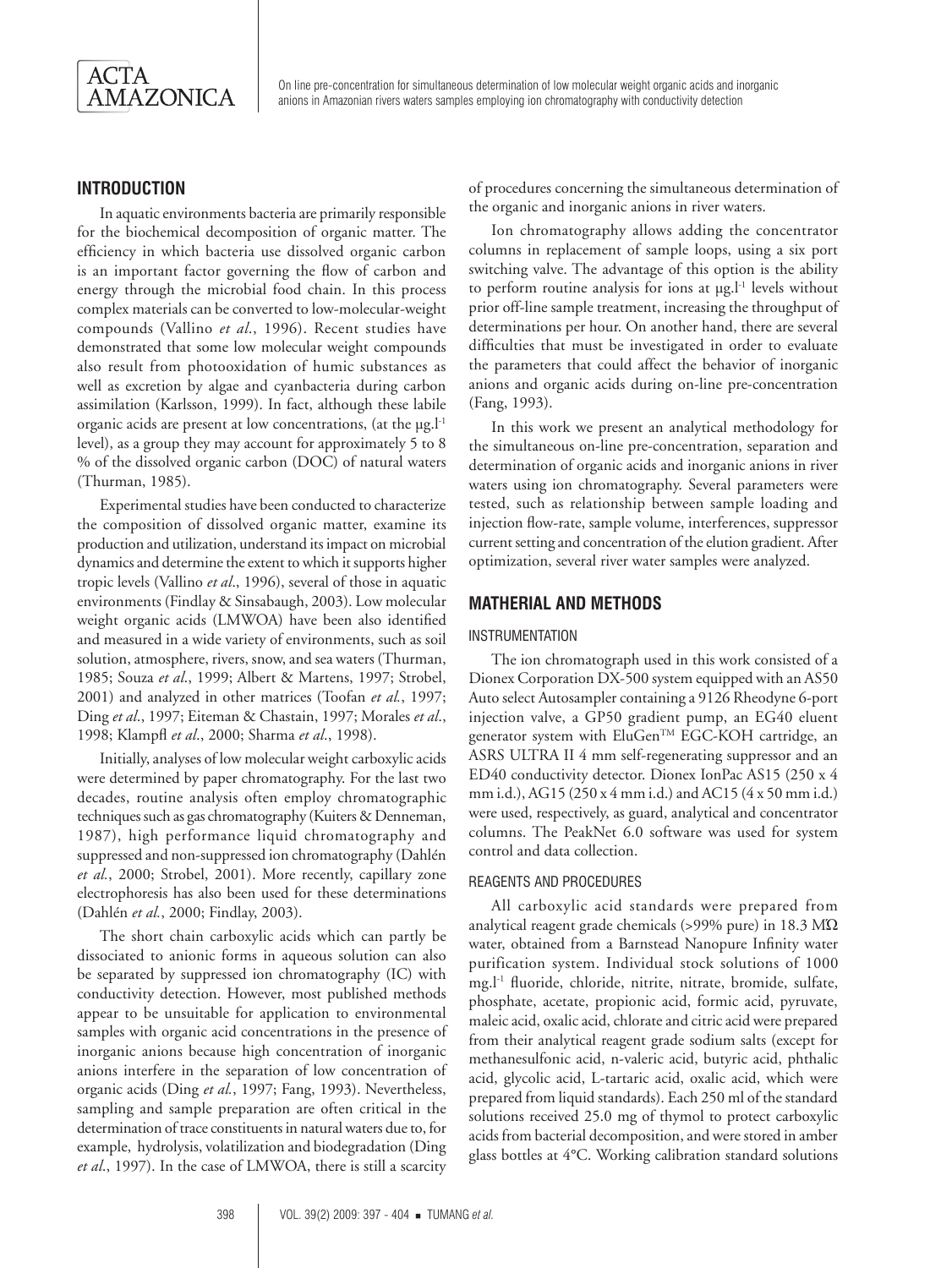## INTRODUCTION

In aquatic environments bacteria are primarily responsible for the biochemical decomposition of organic matter. The efficiency in which bacteria use dissolved organic carbon is an important factor governing the flow of carbon and energy through the microbial food chain. In this process complex materials can be converted to low-molecular-weight compounds (Vallino *et al.*, 1996). Recent studies have demonstrated that some low molecular weight compounds also result from photooxidation of humic substances as well as excretion by algae and cyanbacteria during carbon assimilation (Karlsson, 1999). In fact, although these labile organic acids are present at low concentrations, (at the μg.l$^{-1}$ level), as a group they may account for approximately 5 to 8 % of the dissolved organic carbon (DOC) of natural waters (Thurman, 1985).

Experimental studies have been conducted to characterize the composition of dissolved organic matter, examine its production and utilization, understand its impact on microbial dynamics and determine the extent to which it supports higher tropic levels (Vallino *et al*., 1996), several of those in aquatic environments (Findlay & Sinsabaugh, 2003). Low molecular weight organic acids (LMWOA) have been also identified and measured in a wide variety of environments, such as soil solution, atmosphere, rivers, snow, and sea waters (Thurman, 1985; Souza *et al*., 1999; Albert & Martens, 1997; Strobel, 2001) and analyzed in other matrices (Toofan *et al.*, 1997; Ding *et al*., 1997; Eiteman & Chastain, 1997; Morales *et al*., 1998; Klampfl *et al*., 2000; Sharma *et al*., 1998).

Initially, analyses of low molecular weight carboxylic acids were determined by paper chromatography. For the last two decades, routine analysis often employ chromatographic techniques such as gas chromatography (Kuiters & Denneman, 1987), high performance liquid chromatography and suppressed and non-suppressed ion chromatography (Dahlén *et al.*, 2000; Strobel, 2001). More recently, capillary zone electrophoresis has also been used for these determinations (Dahlén *et al.*, 2000; Findlay, 2003).

The short chain carboxylic acids which can partly be dissociated to anionic forms in aqueous solution can also be separated by suppressed ion chromatography (IC) with conductivity detection. However, most published methods appear to be unsuitable for application to environmental samples with organic acid concentrations in the presence of inorganic anions because high concentration of inorganic anions interfere in the separation of low concentration of organic acids (Ding *et al.*, 1997; Fang, 1993). Nevertheless, sampling and sample preparation are often critical in the determination of trace constituents in natural waters due to, for example, hydrolysis, volatilization and biodegradation (Ding *et al*., 1997). In the case of LMWOA, there is still a scarcity of procedures concerning the simultaneous determination of the organic and inorganic anions in river waters.

Ion chromatography allows adding the concentrator columns in replacement of sample loops, using a six port switching valve. The advantage of this option is the ability to perform routine analysis for ions at μg.l$^{-1}$ levels without prior off-line sample treatment, increasing the throughput of determinations per hour. On another hand, there are several difficulties that must be investigated in order to evaluate the parameters that could affect the behavior of inorganic anions and organic acids during on-line pre-concentration (Fang, 1993).

In this work we present an analytical methodology for the simultaneous on-line pre-concentration, separation and determination of organic acids and inorganic anions in river waters using ion chromatography. Several parameters were tested, such as relationship between sample loading and injection flow-rate, sample volume, interferences, suppressor current setting and concentration of the elution gradient. After optimization, several river water samples were analyzed.

## MATHERIAL AND METHODS

### INSTRUMENTATION

The ion chromatograph used in this work consisted of a Dionex Corporation DX-500 system equipped with an AS50 Auto select Autosampler containing a 9126 Rheodyne 6-port injection valve, a GP50 gradient pump, an EG40 eluent generator system with EluGen™ EGC-KOH cartridge, an ASRS ULTRA II 4 mm self-regenerating suppressor and an ED40 conductivity detector. Dionex IonPac AS15 (250 x 4 mm i.d.), AG15 (250 x 4 mm i.d.) and AC15 (4 x 50 mm i.d.) were used, respectively, as guard, analytical and concentrator columns. The PeakNet 6.0 software was used for system control and data collection.

### REAGENTS AND PROCEDURES

All carboxylic acid standards were prepared from analytical reagent grade chemicals (>99% pure) in 18.3 MΩ water, obtained from a Barnstead Nanopure Infinity water purification system. Individual stock solutions of 1000 mg.l$^{-1}$ fluoride, chloride, nitrite, nitrate, bromide, sulfate, phosphate, acetate, propionic acid, formic acid, pyruvate, maleic acid, oxalic acid, chlorate and citric acid were prepared from their analytical reagent grade sodium salts (except for methanesulfonic acid, n-valeric acid, butyric acid, phthalic acid, glycolic acid, L-tartaric acid, oxalic acid, which were prepared from liquid standards). Each 250 ml of the standard solutions received 25.0 mg of thymol to protect carboxylic acids from bacterial decomposition, and were stored in amber glass bottles at 4°C. Working calibration standard solutions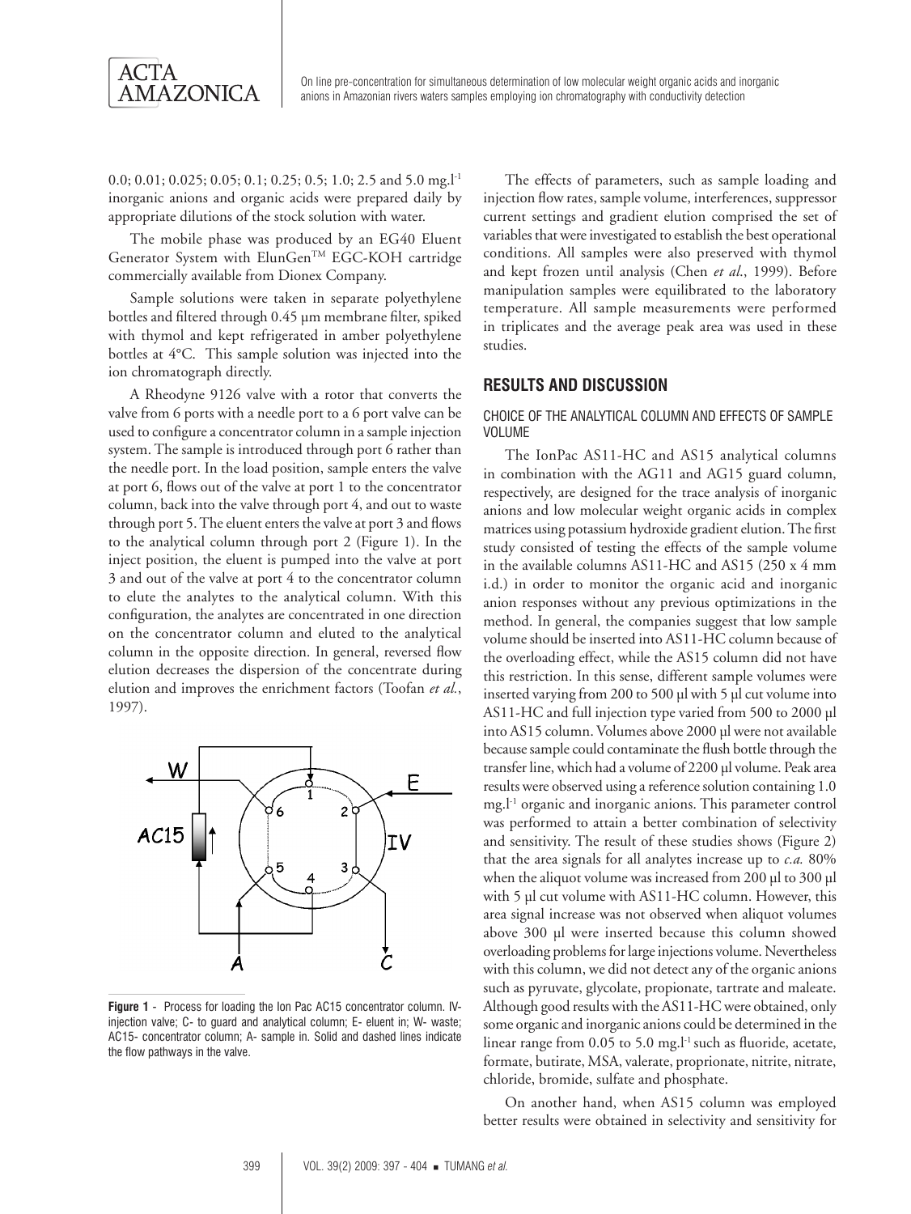0.0; 0.01; 0.025; 0.05; 0.1; 0.25; 0.5; 1.0; 2.5 and 5.0 mg.l$^{-1}$ inorganic anions and organic acids were prepared daily by appropriate dilutions of the stock solution with water.

The mobile phase was produced by an EG40 Eluent Generator System with ElunGen™ EGC-KOH cartridge commercially available from Dionex Company.

Sample solutions were taken in separate polyethylene bottles and filtered through 0.45 µm membrane filter, spiked with thymol and kept refrigerated in amber polyethylene bottles at 4°C. This sample solution was injected into the ion chromatograph directly.

A Rheodyne 9126 valve with a rotor that converts the valve from 6 ports with a needle port to a 6 port valve can be used to configure a concentrator column in a sample injection system. The sample is introduced through port 6 rather than the needle port. In the load position, sample enters the valve at port 6, flows out of the valve at port 1 to the concentrator column, back into the valve through port 4, and out to waste through port 5. The eluent enters the valve at port 3 and flows to the analytical column through port 2 (Figure 1). In the inject position, the eluent is pumped into the valve at port 3 and out of the valve at port 4 to the concentrator column to elute the analytes to the analytical column. With this configuration, the analytes are concentrated in one direction on the concentrator column and eluted to the analytical column in the opposite direction. In general, reversed flow elution decreases the dispersion of the concentrate during elution and improves the enrichment factors (Toofan *et al.*, 1997).

**Figure 1** - Process for loading the Ion Pac AC15 concentrator column. IV- injection valve; C- to guard and analytical column; E- eluent in; W- waste; AC15- concentrator column; A- sample in. Solid and dashed lines indicate the flow pathways in the valve.

The effects of parameters, such as sample loading and injection flow rates, sample volume, interferences, suppressor current settings and gradient elution comprised the set of variables that were investigated to establish the best operational conditions. All samples were also preserved with thymol and kept frozen until analysis (Chen *et al.*, 1999). Before manipulation samples were equilibrated to the laboratory temperature. All sample measurements were performed in triplicates and the average peak area was used in these studies.

## RESULTS AND DISCUSSION

### CHOICE OF THE ANALYTICAL COLUMN AND EFFECTS OF SAMPLE VOLUME

The IonPac AS11-HC and AS15 analytical columns in combination with the AG11 and AG15 guard column, respectively, are designed for the trace analysis of inorganic anions and low molecular weight organic acids in complex matrices using potassium hydroxide gradient elution. The first study consisted of testing the effects of the sample volume in the available columns AS11-HC and AS15 (250 x 4 mm i.d.) in order to monitor the organic acid and inorganic anion responses without any previous optimizations in the method. In general, the companies suggest that low sample volume should be inserted into AS11-HC column because of the overloading effect, while the AS15 column did not have this restriction. In this sense, different sample volumes were inserted varying from 200 to 500 µl with 5 µl cut volume into AS11-HC and full injection type varied from 500 to 2000 µl into AS15 column. Volumes above 2000 µl were not available because sample could contaminate the flush bottle through the transfer line, which had a volume of 2200 µl volume. Peak area results were observed using a reference solution containing 1.0 mg.l$^{-1}$ organic and inorganic anions. This parameter control was performed to attain a better combination of selectivity and sensitivity. The result of these studies shows (Figure 2) that the area signals for all analytes increase up to *c.a.* 80% when the aliquot volume was increased from 200 µl to 300 µl with 5 µl cut volume with AS11-HC column. However, this area signal increase was not observed when aliquot volumes above 300 µl were inserted because this column showed overloading problems for large injections volume. Nevertheless with this column, we did not detect any of the organic anions such as pyruvate, glycolate, propionate, tartrate and maleate. Although good results with the AS11-HC were obtained, only some organic and inorganic anions could be determined in the linear range from 0.05 to 5.0 mg.l$^{-1}$ such as fluoride, acetate, formate, butirate, MSA, valerate, proprionate, nitrite, nitrate, chloride, bromide, sulfate and phosphate.

On another hand, when AS15 column was employed better results were obtained in selectivity and sensitivity for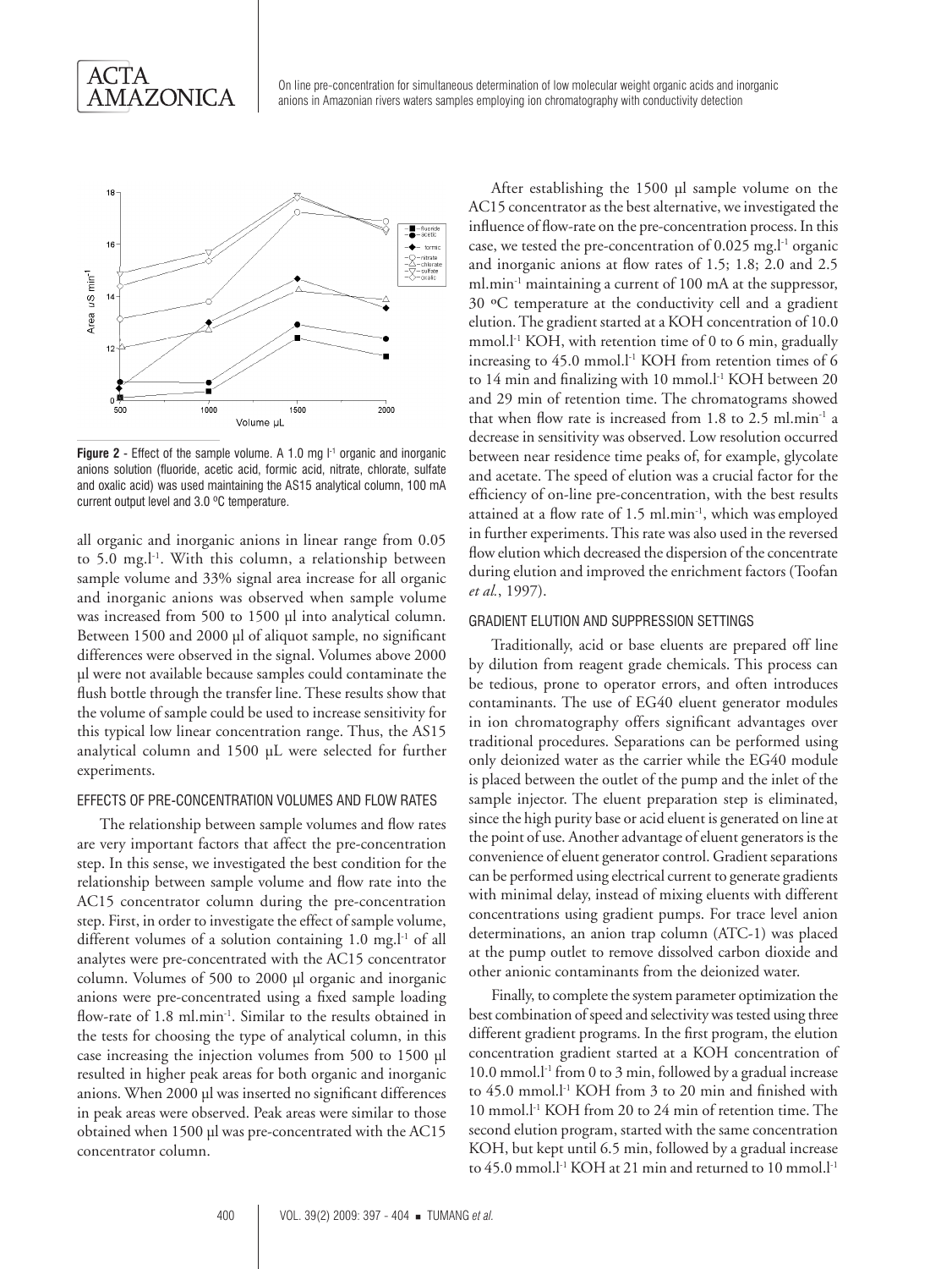**Figure 2** - Effect of the sample volume. A 1.0 mg $l^{-1}$ organic and inorganic anions solution (fluoride, acetic acid, formic acid, nitrate, chlorate, sulfate and oxalic acid) was used maintaining the AS15 analytical column, 100 mA current output level and 3.0 ºC temperature.

all organic and inorganic anions in linear range from 0.05 to 5.0 mg.$l^{-1}$. With this column, a relationship between sample volume and 33% signal area increase for all organic and inorganic anions was observed when sample volume was increased from 500 to 1500 µl into analytical column. Between 1500 and 2000 µl of aliquot sample, no significant differences were observed in the signal. Volumes above 2000 µl were not available because samples could contaminate the flush bottle through the transfer line. These results show that the volume of sample could be used to increase sensitivity for this typical low linear concentration range. Thus, the AS15 analytical column and 1500 µL were selected for further experiments.

### EFFECTS OF PRE-CONCENTRATION VOLUMES AND FLOW RATES

The relationship between sample volumes and flow rates are very important factors that affect the pre-concentration step. In this sense, we investigated the best condition for the relationship between sample volume and flow rate into the AC15 concentrator column during the pre-concentration step. First, in order to investigate the effect of sample volume, different volumes of a solution containing 1.0 mg.$l^{-1}$ of all analytes were pre-concentrated with the AC15 concentrator column. Volumes of 500 to 2000 µl organic and inorganic anions were pre-concentrated using a fixed sample loading flow-rate of 1.8 ml.min$^{-1}$. Similar to the results obtained in the tests for choosing the type of analytical column, in this case increasing the injection volumes from 500 to 1500 µl resulted in higher peak areas for both organic and inorganic anions. When 2000 µl was inserted no significant differences in peak areas were observed. Peak areas were similar to those obtained when 1500 µl was pre-concentrated with the AC15 concentrator column.

After establishing the 1500 µl sample volume on the AC15 concentrator as the best alternative, we investigated the influence of flow-rate on the pre-concentration process. In this case, we tested the pre-concentration of 0.025 mg.$l^{-1}$ organic and inorganic anions at flow rates of 1.5; 1.8; 2.0 and 2.5 ml.min$^{-1}$ maintaining a current of 100 mA at the suppressor, 30 ºC temperature at the conductivity cell and a gradient elution. The gradient started at a KOH concentration of 10.0 mmol.$l^{-1}$ KOH, with retention time of 0 to 6 min, gradually increasing to 45.0 mmol.$l^{-1}$ KOH from retention times of 6 to 14 min and finalizing with 10 mmol.$l^{-1}$ KOH between 20 and 29 min of retention time. The chromatograms showed that when flow rate is increased from 1.8 to 2.5 ml.min$^{-1}$ a decrease in sensitivity was observed. Low resolution occurred between near residence time peaks of, for example, glycolate and acetate. The speed of elution was a crucial factor for the efficiency of on-line pre-concentration, with the best results attained at a flow rate of 1.5 ml.min$^{-1}$, which was employed in further experiments. This rate was also used in the reversed flow elution which decreased the dispersion of the concentrate during elution and improved the enrichment factors (Toofan *et al.*, 1997).

### GRADIENT ELUTION AND SUPPRESSION SETTINGS

Traditionally, acid or base eluents are prepared off line by dilution from reagent grade chemicals. This process can be tedious, prone to operator errors, and often introduces contaminants. The use of EG40 eluent generator modules in ion chromatography offers significant advantages over traditional procedures. Separations can be performed using only deionized water as the carrier while the EG40 module is placed between the outlet of the pump and the inlet of the sample injector. The eluent preparation step is eliminated, since the high purity base or acid eluent is generated on line at the point of use. Another advantage of eluent generators is the convenience of eluent generator control. Gradient separations can be performed using electrical current to generate gradients with minimal delay, instead of mixing eluents with different concentrations using gradient pumps. For trace level anion determinations, an anion trap column (ATC-1) was placed at the pump outlet to remove dissolved carbon dioxide and other anionic contaminants from the deionized water.

Finally, to complete the system parameter optimization the best combination of speed and selectivity was tested using three different gradient programs. In the first program, the elution concentration gradient started at a KOH concentration of 10.0 mmol.$l^{-1}$ from 0 to 3 min, followed by a gradual increase to 45.0 mmol.$l^{-1}$ KOH from 3 to 20 min and finished with 10 mmol.$l^{-1}$ KOH from 20 to 24 min of retention time. The second elution program, started with the same concentration KOH, but kept until 6.5 min, followed by a gradual increase to 45.0 mmol.$l^{-1}$ KOH at 21 min and returned to 10 mmol.$l^{-1}$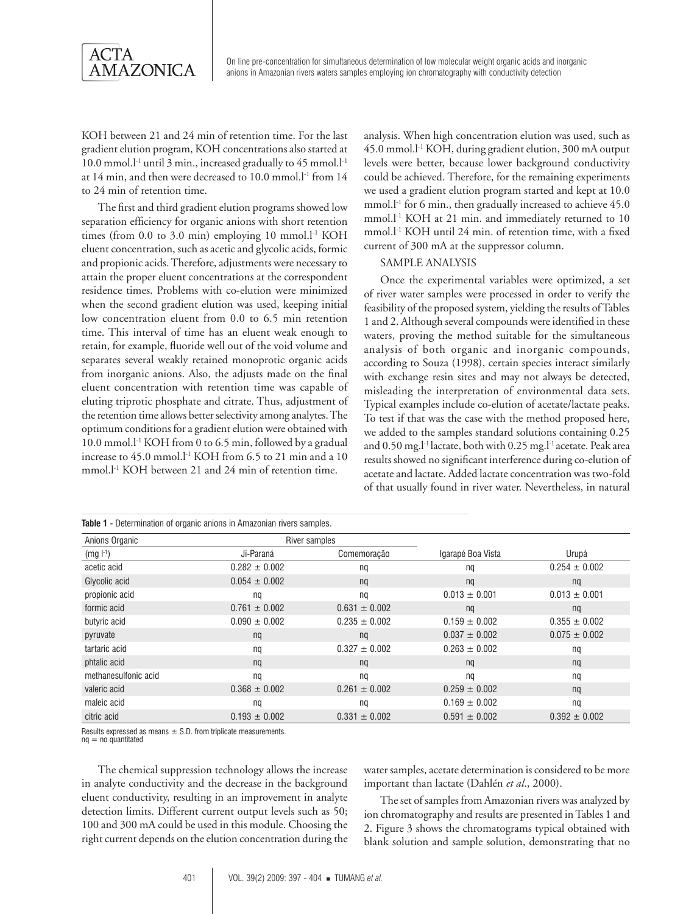KOH between 21 and 24 min of retention time. For the last gradient elution program, KOH concentrations also started at 10.0 mmol.l$^{-1}$ until 3 min., increased gradually to 45 mmol.l$^{-1}$ at 14 min, and then were decreased to 10.0 mmol.l$^{-1}$ from 14 to 24 min of retention time.

The first and third gradient elution programs showed low separation efficiency for organic anions with short retention times (from 0.0 to 3.0 min) employing 10 mmol.l$^{-1}$ KOH eluent concentration, such as acetic and glycolic acids, formic and propionic acids. Therefore, adjustments were necessary to attain the proper eluent concentrations at the correspondent residence times. Problems with co-elution were minimized when the second gradient elution was used, keeping initial low concentration eluent from 0.0 to 6.5 min retention time. This interval of time has an eluent weak enough to retain, for example, fluoride well out of the void volume and separates several weakly retained monoprotic organic acids from inorganic anions. Also, the adjusts made on the final eluent concentration with retention time was capable of eluting triprotic phosphate and citrate. Thus, adjustment of the retention time allows better selectivity among analytes. The optimum conditions for a gradient elution were obtained with 10.0 mmol.l$^{-1}$ KOH from 0 to 6.5 min, followed by a gradual increase to 45.0 mmol.l$^{-1}$ KOH from 6.5 to 21 min and a 10 mmol.l$^{-1}$ KOH between 21 and 24 min of retention time.

The chemical suppression technology allows the increase in analyte conductivity and the decrease in the background eluent conductivity, resulting in an improvement in analyte detection limits. Different current output levels such as 50; 100 and 300 mA could be used in this module. Choosing the right current depends on the elution concentration during the analysis. When high concentration elution was used, such as 45.0 mmol.l$^{-1}$ KOH, during gradient elution, 300 mA output levels were better, because lower background conductivity could be achieved. Therefore, for the remaining experiments we used a gradient elution program started and kept at 10.0 mmol.l$^{-1}$ for 6 min., then gradually increased to achieve 45.0 mmol.l$^{-1}$ KOH at 21 min. and immediately returned to 10 mmol.l$^{-1}$ KOH until 24 min. of retention time, with a fixed current of 300 mA at the suppressor column.

SAMPLE ANALYSIS

Once the experimental variables were optimized, a set of river water samples were processed in order to verify the feasibility of the proposed system, yielding the results of Tables 1 and 2. Although several compounds were identified in these waters, proving the method suitable for the simultaneous analysis of both organic and inorganic compounds, according to Souza (1998), certain species interact similarly with exchange resin sites and may not always be detected, misleading the interpretation of environmental data sets. Typical examples include co-elution of acetate/lactate peaks. To test if that was the case with the method proposed here, we added to the samples standard solutions containing 0.25 and 0.50 mg.l$^{-1}$ lactate, both with 0.25 mg.l$^{-1}$ acetate. Peak area results showed no significant interference during co-elution of acetate and lactate. Added lactate concentration was two-fold of that usually found in river water. Nevertheless, in natural water samples, acetate determination is considered to be more important than lactate (Dahlén *et al*., 2000).

The set of samples from Amazonian rivers was analyzed by ion chromatography and results are presented in Tables 1 and 2. Figure 3 shows the chromatograms typical obtained with blank solution and sample solution, demonstrating that no

**Table 1** - Determination of organic anions in Amazonian rivers samples.

| Anions Organic | River samples | | | |
|---|---|---|---|---|
| (mg l$^{-1}$) | Ji-Paraná | Comemoração | Igarapé Boa Vista | Urupá |
| acetic acid | 0.282 ± 0.002 | nq | nq | 0.254 ± 0.002 |
| Glycolic acid | 0.054 ± 0.002 | nq | nq | nq |
| propionic acid | nq | nq | 0.013 ± 0.001 | 0.013 ± 0.001 |
| formic acid | 0.761 ± 0.002 | 0.631 ± 0.002 | nq | nq |
| butyric acid | 0.090 ± 0.002 | 0.235 ± 0.002 | 0.159 ± 0.002 | 0.355 ± 0.002 |
| pyruvate | nq | nq | 0.037 ± 0.002 | 0.075 ± 0.002 |
| tartaric acid | nq | 0.327 ± 0.002 | 0.263 ± 0.002 | nq |
| phtalic acid | nq | nq | nq | nq |
| methanesulfonic acid | nq | nq | nq | nq |
| valeric acid | 0.368 ± 0.002 | 0.261 ± 0.002 | 0.259 ± 0.002 | nq |
| maleic acid | nq | nq | 0.169 ± 0.002 | nq |
| citric acid | 0.193 ± 0.002 | 0.331 ± 0.002 | 0.591 ± 0.002 | 0.392 ± 0.002 |

Results expressed as means ± S.D. from triplicate measurements.
nq = no quantitated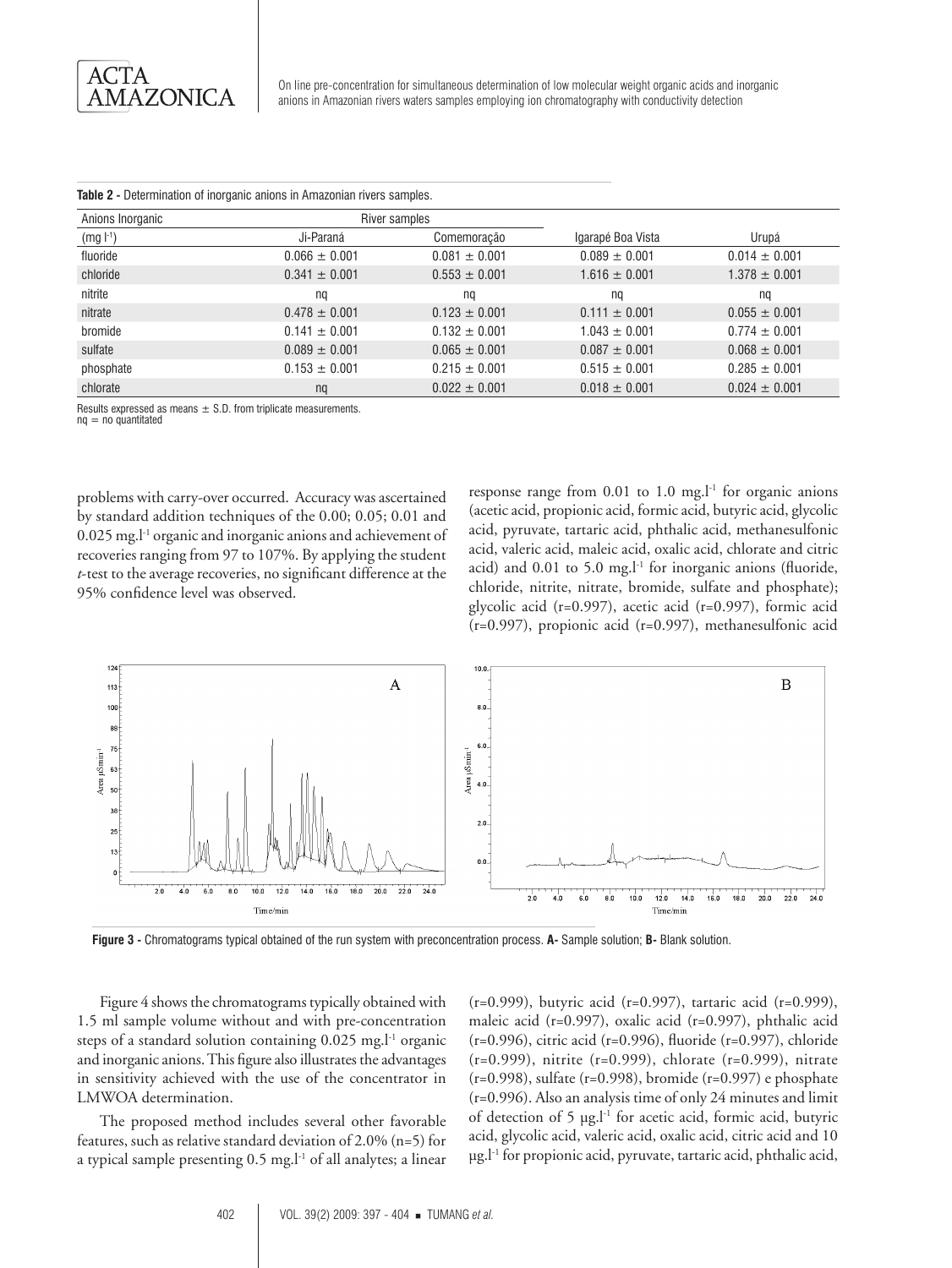**Table 2 -** Determination of inorganic anions in Amazonian rivers samples.

| Anions Inorganic | River samples | | | |
|---|---|---|---|---|
| (mg l$^{-1}$) | Ji-Paraná | Comemoração | Igarapé Boa Vista | Urupá |
| fluoride | 0.066 ± 0.001 | 0.081 ± 0.001 | 0.089 ± 0.001 | 0.014 ± 0.001 |
| chloride | 0.341 ± 0.001 | 0.553 ± 0.001 | 1.616 ± 0.001 | 1.378 ± 0.001 |
| nitrite | nq | nq | nq | nq |
| nitrate | 0.478 ± 0.001 | 0.123 ± 0.001 | 0.111 ± 0.001 | 0.055 ± 0.001 |
| bromide | 0.141 ± 0.001 | 0.132 ± 0.001 | 1.043 ± 0.001 | 0.774 ± 0.001 |
| sulfate | 0.089 ± 0.001 | 0.065 ± 0.001 | 0.087 ± 0.001 | 0.068 ± 0.001 |
| phosphate | 0.153 ± 0.001 | 0.215 ± 0.001 | 0.515 ± 0.001 | 0.285 ± 0.001 |
| chlorate | nq | 0.022 ± 0.001 | 0.018 ± 0.001 | 0.024 ± 0.001 |

Results expressed as means ± S.D. from triplicate measurements.
nq = no quantitated

problems with carry-over occurred. Accuracy was ascertained by standard addition techniques of the 0.00; 0.05; 0.01 and 0.025 mg.l$^{-1}$ organic and inorganic anions and achievement of recoveries ranging from 97 to 107%. By applying the student *t*-test to the average recoveries, no significant difference at the 95% confidence level was observed.

**Figure 3 -** Chromatograms typical obtained of the run system with preconcentration process. **A-** Sample solution; **B-** Blank solution.

Figure 4 shows the chromatograms typically obtained with 1.5 ml sample volume without and with pre-concentration steps of a standard solution containing 0.025 mg.l$^{-1}$ organic and inorganic anions. This figure also illustrates the advantages in sensitivity achieved with the use of the concentrator in LMWOA determination.

The proposed method includes several other favorable features, such as relative standard deviation of 2.0% (n=5) for a typical sample presenting 0.5 mg.l$^{-1}$ of all analytes; a linear response range from 0.01 to 1.0 mg.l$^{-1}$ for organic anions (acetic acid, propionic acid, formic acid, butyric acid, glycolic acid, pyruvate, tartaric acid, phthalic acid, methanesulfonic acid, valeric acid, maleic acid, oxalic acid, chlorate and citric acid) and 0.01 to 5.0 mg.l$^{-1}$ for inorganic anions (fluoride, chloride, nitrite, nitrate, bromide, sulfate and phosphate); glycolic acid (r=0.997), acetic acid (r=0.997), formic acid (r=0.997), propionic acid (r=0.997), methanesulfonic acid (r=0.999), butyric acid (r=0.997), tartaric acid (r=0.999), maleic acid (r=0.997), oxalic acid (r=0.997), phthalic acid (r=0.996), citric acid (r=0.996), fluoride (r=0.997), chloride (r=0.999), nitrite (r=0.999), chlorate (r=0.999), nitrate (r=0.998), sulfate (r=0.998), bromide (r=0.997) e phosphate (r=0.996). Also an analysis time of only 24 minutes and limit of detection of 5 µg.l$^{-1}$ for acetic acid, formic acid, butyric acid, glycolic acid, valeric acid, oxalic acid, citric acid and 10 µg.l$^{-1}$ for propionic acid, pyruvate, tartaric acid, phthalic acid,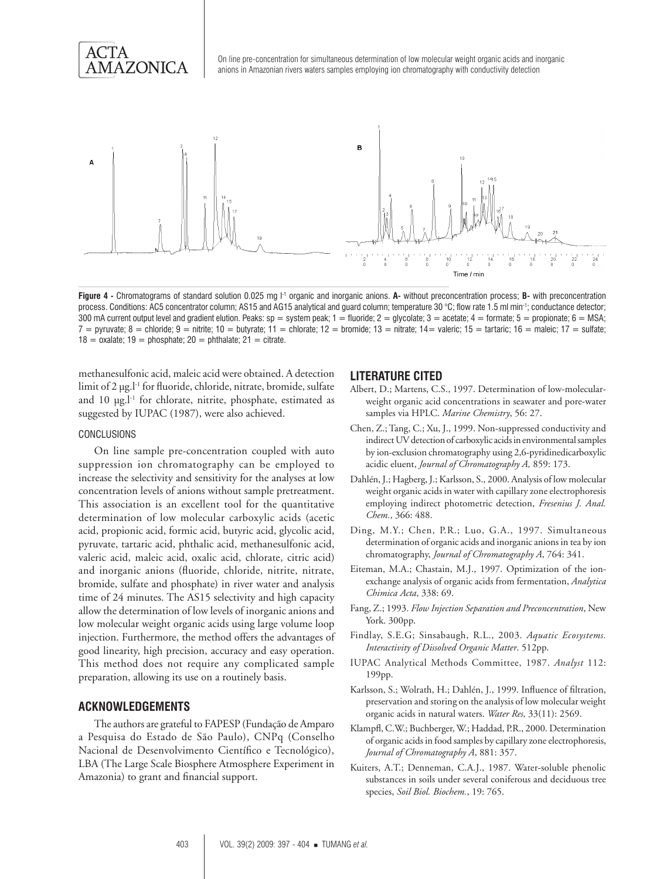Figure 4 - Chromatograms of standard solution 0.025 mg l[-1] organic and inorganic anions. **A-** without preconcentration process; **B-** with preconcentration process. Conditions: AC5 concentrator column; AS15 and AG15 analytical and guard column; temperature 30 °C; flow rate 1.5 ml min[-1]; conductance detector; 300 mA current output level and gradient elution. Peaks: sp = system peak; 1 = fluoride; 2 = glycolate; 3 = acetate; 4 = formate; 5 = propionate; 6 = MSA; 7 = pyruvate; 8 = chloride; 9 = nitrite; 10 = butyrate; 11 = chlorate; 12 = bromide; 13 = nitrate; 14= valeric; 15 = tartaric; 16 = maleic; 17 = sulfate; 18 = oxalate; 19 = phosphate; 20 = phthalate; 21 = citrate.

methanesulfonic acid, maleic acid were obtained. A detection limit of 2 μg.l[-1] for fluoride, chloride, nitrate, bromide, sulfate and 10 μg.l[-1] for chlorate, nitrite, phosphate, estimated as suggested by IUPAC (1987), were also achieved.

### CONCLUSIONS

On line sample pre-concentration coupled with auto suppression ion chromatography can be employed to increase the selectivity and sensitivity for the analyses at low concentration levels of anions without sample pretreatment. This association is an excellent tool for the quantitative determination of low molecular carboxylic acids (acetic acid, propionic acid, formic acid, butyric acid, glycolic acid, pyruvate, tartaric acid, phthalic acid, methanesulfonic acid, valeric acid, maleic acid, oxalic acid, chlorate, citric acid) and inorganic anions (fluoride, chloride, nitrite, nitrate, bromide, sulfate and phosphate) in river water and analysis time of 24 minutes. The AS15 selectivity and high capacity allow the determination of low levels of inorganic anions and low molecular weight organic acids using large volume loop injection. Furthermore, the method offers the advantages of good linearity, high precision, accuracy and easy operation. This method does not require any complicated sample preparation, allowing its use on a routinely basis.

## ACKNOWLEDGEMENTS

The authors are grateful to FAPESP (Fundação de Amparo a Pesquisa do Estado de São Paulo), CNPq (Conselho Nacional de Desenvolvimento Científico e Tecnológico), LBA (The Large Scale Biosphere Atmosphere Experiment in Amazonia) to grant and financial support.

## LITERATURE CITED

Albert, D.; Martens, C.S., 1997. Determination of low-molecular-weight organic acid concentrations in seawater and pore-water samples via HPLC. *Marine Chemistry*, 56: 27.

Chen, Z.; Tang, C.; Xu, J., 1999. Non-suppressed conductivity and indirect UV detection of carboxylic acids in environmental samples by ion-exclusion chromatography using 2,6-pyridinedicarboxylic acidic eluent, *Journal of Chromatography A,* 859: 173.

Dahlén, J.; Hagberg, J.; Karlsson, S., 2000. Analysis of low molecular weight organic acids in water with capillary zone electrophoresis employing indirect photometric detection, *Fresenius J. Anal. Chem.*, 366: 488.

Ding, M.Y.; Chen, P.R.; Luo, G.A., 1997. Simultaneous determination of organic acids and inorganic anions in tea by ion chromatography, *Journal of Chromatography A*, 764: 341.

Eiteman, M.A.; Chastain, M.J., 1997. Optimization of the ion-exchange analysis of organic acids from fermentation, *Analytica Chimica Acta*, 338: 69.

Fang, Z.; 1993. *Flow Injection Separation and Preconcentration*, New York. 300pp.

Findlay, S.E.G; Sinsabaugh, R.L., 2003. *Aquatic Ecosystems. Interactivity of Dissolved Organic Matter*. 512pp.

IUPAC Analytical Methods Committee, 1987. *Analyst* 112: 199pp.

Karlsson, S.; Wolrath, H.; Dahlén, J., 1999. Influence of filtration, preservation and storing on the analysis of low molecular weight organic acids in natural waters. *Water Res,* 33(11): 2569.

Klampfl, C.W.; Buchberger, W.; Haddad, P.R., 2000. Determination of organic acids in food samples by capillary zone electrophoresis, *Journal of Chromatography A*, 881: 357.

Kuiters, A.T.; Denneman, C.A.J., 1987. Water-soluble phenolic substances in soils under several coniferous and deciduous tree species, *Soil Biol. Biochem.*, 19: 765.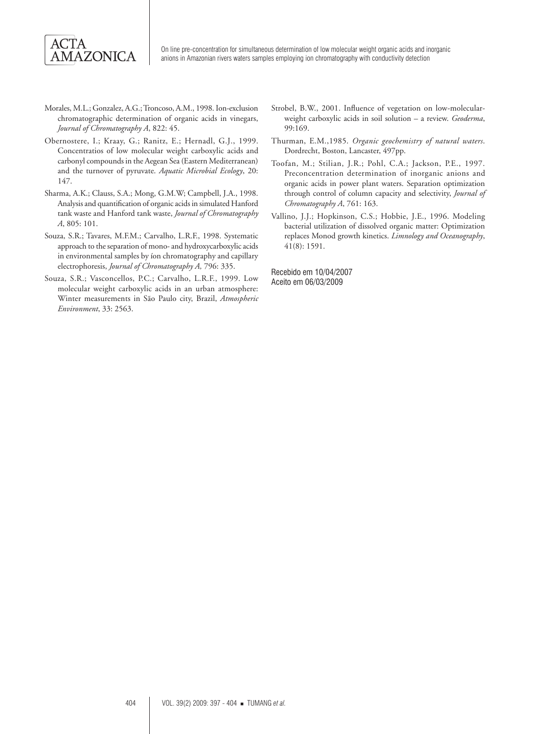Morales, M.L.; Gonzalez, A.G.; Troncoso, A.M., 1998. Ion-exclusion chromatographic determination of organic acids in vinegars, *Journal of Chromatography A*, 822: 45.

Obernostere, I.; Kraay, G.; Ranitz, E.; Hernadl, G.J., 1999. Concentratios of low molecular weight carboxylic acids and carbonyl compounds in the Aegean Sea (Eastern Mediterranean) and the turnover of pyruvate. *Aquatic Microbial Ecology*, 20: 147.

Sharma, A.K.; Clauss, S.A.; Mong, G.M.W; Campbell, J.A., 1998. Analysis and quantification of organic acids in simulated Hanford tank waste and Hanford tank waste, *Journal of Chromatography A*, 805: 101.

Souza, S.R.; Tavares, M.F.M.; Carvalho, L.R.F., 1998. Systematic approach to the separation of mono- and hydroxycarboxylic acids in environmental samples by íon chromatography and capillary electrophoresis, *Journal of Chromatography A,* 796: 335.

Souza, S.R.; Vasconcellos, P.C.; Carvalho, L.R.F., 1999. Low molecular weight carboxylic acids in an urban atmosphere: Winter measurements in São Paulo city, Brazil, *Atmospheric Environment*, 33: 2563.

Strobel, B.W., 2001. Influence of vegetation on low-molecular-weight carboxylic acids in soil solution – a review. *Geoderma*, 99:169.

Thurman, E.M.,1985. *Organic geochemistry of natural waters*. Dordrecht, Boston, Lancaster, 497pp.

Toofan, M.; Stilian, J.R.; Pohl, C.A.; Jackson, P.E., 1997. Preconcentration determination of inorganic anions and organic acids in power plant waters. Separation optimization through control of column capacity and selectivity, *Journal of Chromatography A*, 761: 163.

Vallino, J.J.; Hopkinson, C.S.; Hobbie, J.E., 1996. Modeling bacterial utilization of dissolved organic matter: Optimization replaces Monod growth kinetics. *Limnology and Oceanography*, 41(8): 1591.

Recebido em 10/04/2007
Aceito em 06/03/2009